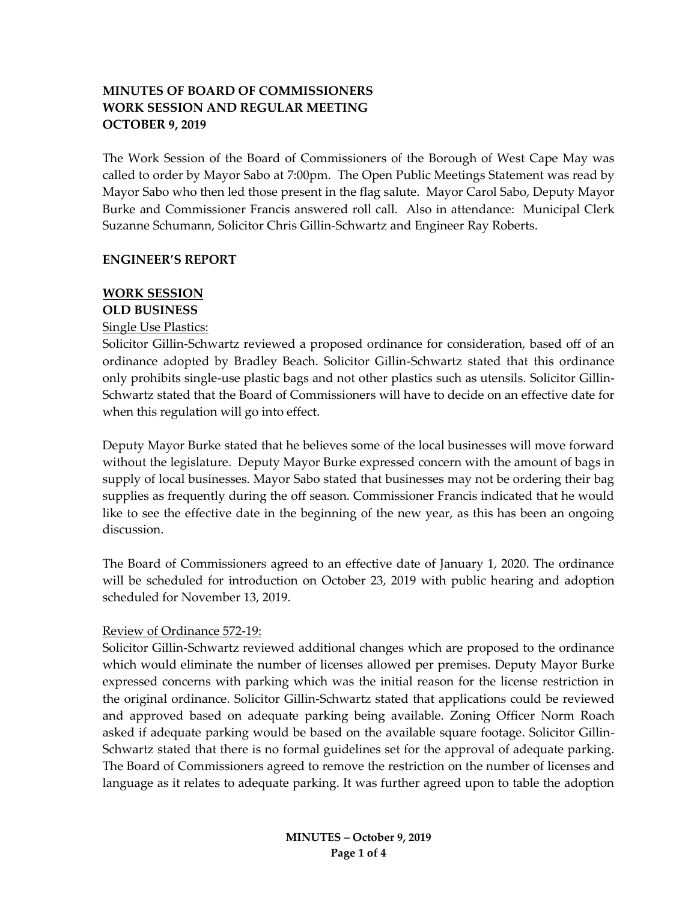**MINUTES OF BOARD OF COMMISSIONERS**
**WORK SESSION AND REGULAR MEETING**
**OCTOBER 9, 2019**

The Work Session of the Board of Commissioners of the Borough of West Cape May was called to order by Mayor Sabo at 7:00pm. The Open Public Meetings Statement was read by Mayor Sabo who then led those present in the flag salute. Mayor Carol Sabo, Deputy Mayor Burke and Commissioner Francis answered roll call. Also in attendance: Municipal Clerk Suzanne Schumann, Solicitor Chris Gillin-Schwartz and Engineer Ray Roberts.

**ENGINEER'S REPORT**

**WORK SESSION**
**OLD BUSINESS**
Single Use Plastics:
Solicitor Gillin-Schwartz reviewed a proposed ordinance for consideration, based off of an ordinance adopted by Bradley Beach. Solicitor Gillin-Schwartz stated that this ordinance only prohibits single-use plastic bags and not other plastics such as utensils. Solicitor Gillin-Schwartz stated that the Board of Commissioners will have to decide on an effective date for when this regulation will go into effect.

Deputy Mayor Burke stated that he believes some of the local businesses will move forward without the legislature. Deputy Mayor Burke expressed concern with the amount of bags in supply of local businesses. Mayor Sabo stated that businesses may not be ordering their bag supplies as frequently during the off season. Commissioner Francis indicated that he would like to see the effective date in the beginning of the new year, as this has been an ongoing discussion.

The Board of Commissioners agreed to an effective date of January 1, 2020. The ordinance will be scheduled for introduction on October 23, 2019 with public hearing and adoption scheduled for November 13, 2019.

Review of Ordinance 572-19:
Solicitor Gillin-Schwartz reviewed additional changes which are proposed to the ordinance which would eliminate the number of licenses allowed per premises. Deputy Mayor Burke expressed concerns with parking which was the initial reason for the license restriction in the original ordinance. Solicitor Gillin-Schwartz stated that applications could be reviewed and approved based on adequate parking being available. Zoning Officer Norm Roach asked if adequate parking would be based on the available square footage. Solicitor Gillin-Schwartz stated that there is no formal guidelines set for the approval of adequate parking. The Board of Commissioners agreed to remove the restriction on the number of licenses and language as it relates to adequate parking. It was further agreed upon to table the adoption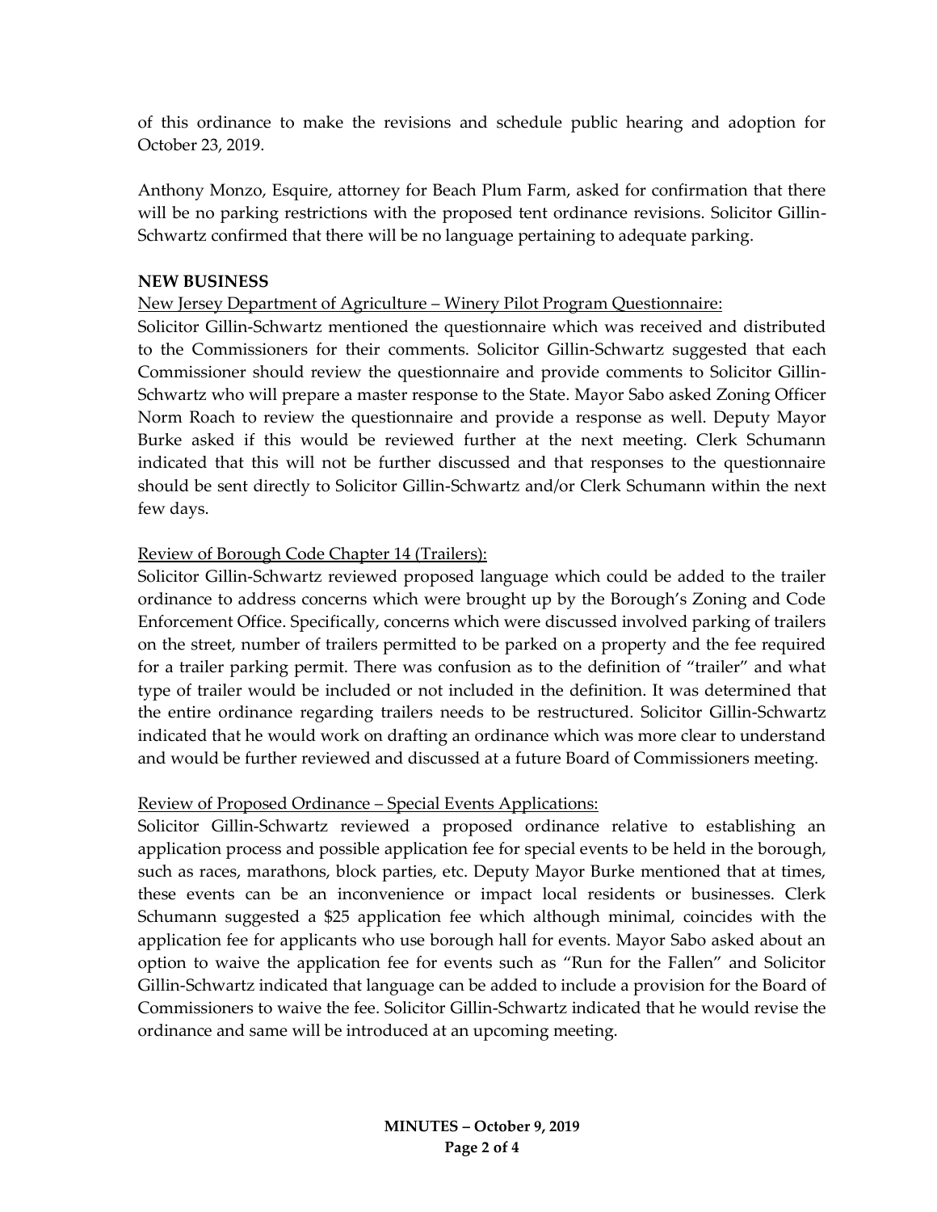of this ordinance to make the revisions and schedule public hearing and adoption for October 23, 2019.

Anthony Monzo, Esquire, attorney for Beach Plum Farm, asked for confirmation that there will be no parking restrictions with the proposed tent ordinance revisions. Solicitor Gillin-Schwartz confirmed that there will be no language pertaining to adequate parking.

**NEW BUSINESS**

<u>New Jersey Department of Agriculture – Winery Pilot Program Questionnaire:</u>

Solicitor Gillin-Schwartz mentioned the questionnaire which was received and distributed to the Commissioners for their comments. Solicitor Gillin-Schwartz suggested that each Commissioner should review the questionnaire and provide comments to Solicitor Gillin-Schwartz who will prepare a master response to the State. Mayor Sabo asked Zoning Officer Norm Roach to review the questionnaire and provide a response as well. Deputy Mayor Burke asked if this would be reviewed further at the next meeting. Clerk Schumann indicated that this will not be further discussed and that responses to the questionnaire should be sent directly to Solicitor Gillin-Schwartz and/or Clerk Schumann within the next few days.

<u>Review of Borough Code Chapter 14 (Trailers):</u>

Solicitor Gillin-Schwartz reviewed proposed language which could be added to the trailer ordinance to address concerns which were brought up by the Borough's Zoning and Code Enforcement Office. Specifically, concerns which were discussed involved parking of trailers on the street, number of trailers permitted to be parked on a property and the fee required for a trailer parking permit. There was confusion as to the definition of "trailer" and what type of trailer would be included or not included in the definition. It was determined that the entire ordinance regarding trailers needs to be restructured. Solicitor Gillin-Schwartz indicated that he would work on drafting an ordinance which was more clear to understand and would be further reviewed and discussed at a future Board of Commissioners meeting.

<u>Review of Proposed Ordinance – Special Events Applications:</u>

Solicitor Gillin-Schwartz reviewed a proposed ordinance relative to establishing an application process and possible application fee for special events to be held in the borough, such as races, marathons, block parties, etc. Deputy Mayor Burke mentioned that at times, these events can be an inconvenience or impact local residents or businesses. Clerk Schumann suggested a $25 application fee which although minimal, coincides with the application fee for applicants who use borough hall for events. Mayor Sabo asked about an option to waive the application fee for events such as "Run for the Fallen" and Solicitor Gillin-Schwartz indicated that language can be added to include a provision for the Board of Commissioners to waive the fee. Solicitor Gillin-Schwartz indicated that he would revise the ordinance and same will be introduced at an upcoming meeting.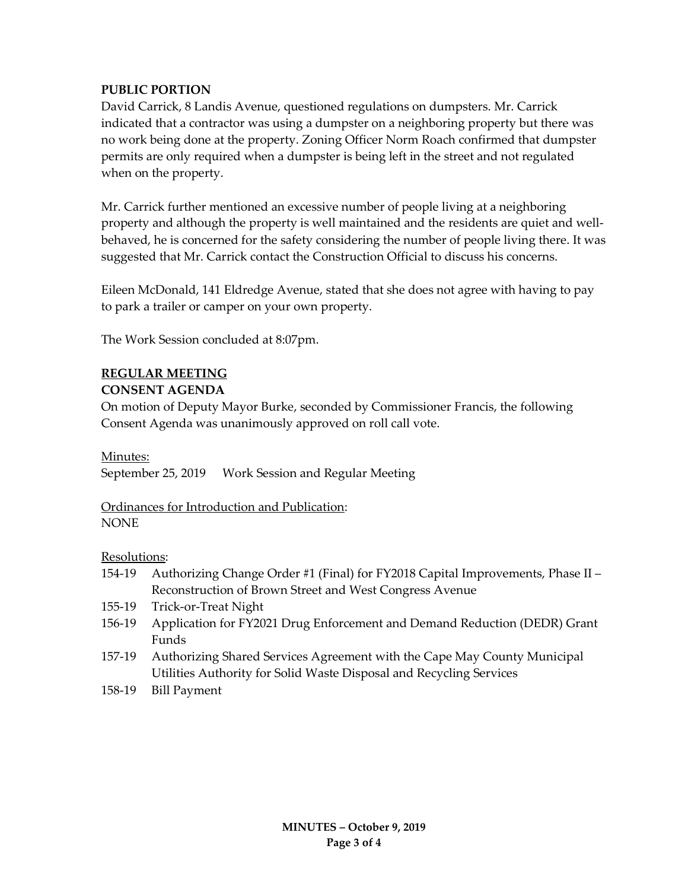**PUBLIC PORTION**

David Carrick, 8 Landis Avenue, questioned regulations on dumpsters. Mr. Carrick indicated that a contractor was using a dumpster on a neighboring property but there was no work being done at the property. Zoning Officer Norm Roach confirmed that dumpster permits are only required when a dumpster is being left in the street and not regulated when on the property.

Mr. Carrick further mentioned an excessive number of people living at a neighboring property and although the property is well maintained and the residents are quiet and well-behaved, he is concerned for the safety considering the number of people living there. It was suggested that Mr. Carrick contact the Construction Official to discuss his concerns.

Eileen McDonald, 141 Eldredge Avenue, stated that she does not agree with having to pay to park a trailer or camper on your own property.

The Work Session concluded at 8:07pm.

## REGULAR MEETING

**CONSENT AGENDA**

On motion of Deputy Mayor Burke, seconded by Commissioner Francis, the following Consent Agenda was unanimously approved on roll call vote.

Minutes:
September 25, 2019 Work Session and Regular Meeting

Ordinances for Introduction and Publication:
NONE

Resolutions:

- 154-19 Authorizing Change Order #1 (Final) for FY2018 Capital Improvements, Phase II – Reconstruction of Brown Street and West Congress Avenue
- 155-19 Trick-or-Treat Night
- 156-19 Application for FY2021 Drug Enforcement and Demand Reduction (DEDR) Grant Funds
- 157-19 Authorizing Shared Services Agreement with the Cape May County Municipal Utilities Authority for Solid Waste Disposal and Recycling Services
- 158-19 Bill Payment

**MINUTES – October 9, 2019**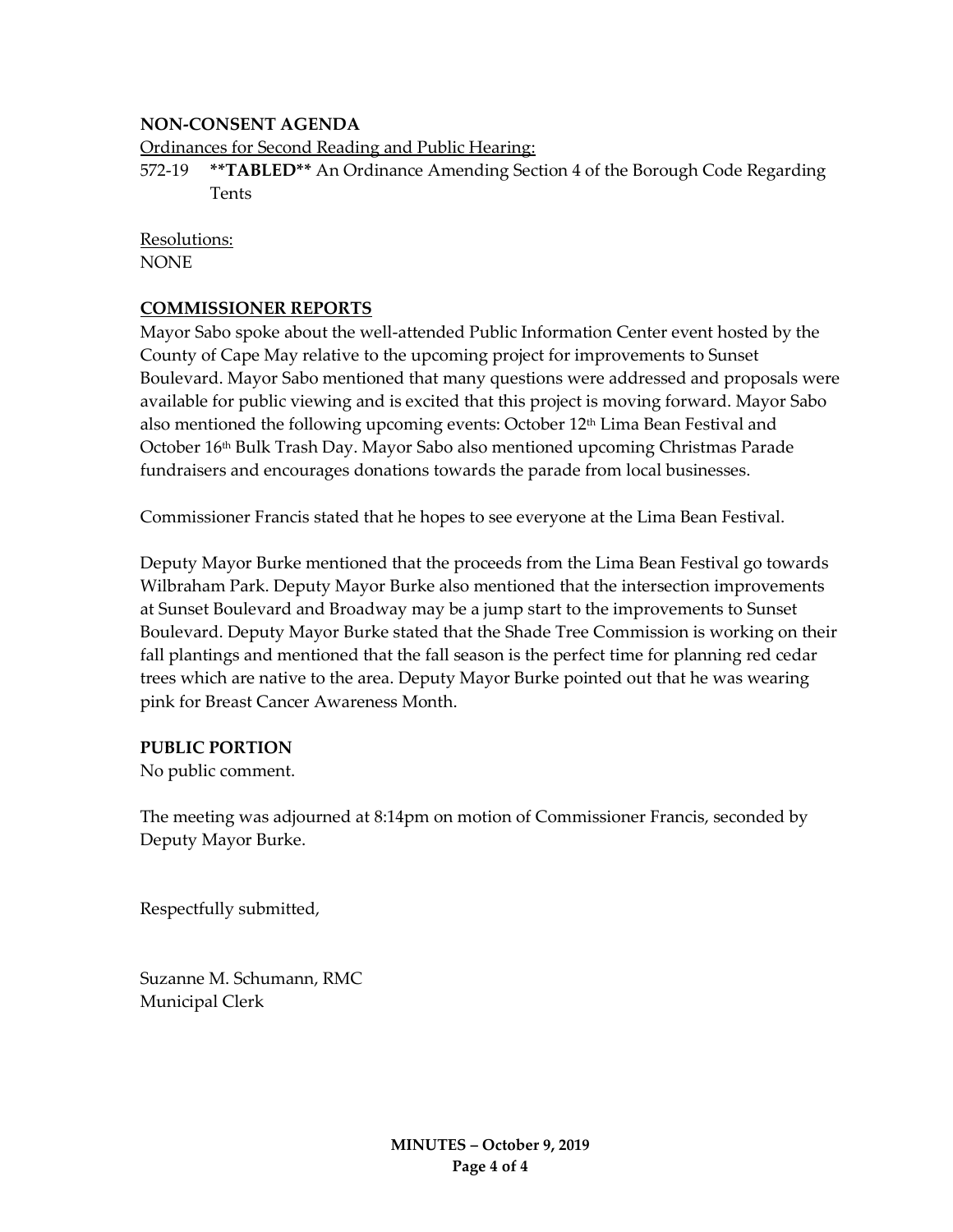**NON-CONSENT AGENDA**

Ordinances for Second Reading and Public Hearing:

572-19 ****TABLED**** An Ordinance Amending Section 4 of the Borough Code Regarding Tents

Resolutions:

NONE

**COMMISSIONER REPORTS**

Mayor Sabo spoke about the well-attended Public Information Center event hosted by the County of Cape May relative to the upcoming project for improvements to Sunset Boulevard. Mayor Sabo mentioned that many questions were addressed and proposals were available for public viewing and is excited that this project is moving forward. Mayor Sabo also mentioned the following upcoming events: October 12th Lima Bean Festival and October 16th Bulk Trash Day. Mayor Sabo also mentioned upcoming Christmas Parade fundraisers and encourages donations towards the parade from local businesses.

Commissioner Francis stated that he hopes to see everyone at the Lima Bean Festival.

Deputy Mayor Burke mentioned that the proceeds from the Lima Bean Festival go towards Wilbraham Park. Deputy Mayor Burke also mentioned that the intersection improvements at Sunset Boulevard and Broadway may be a jump start to the improvements to Sunset Boulevard. Deputy Mayor Burke stated that the Shade Tree Commission is working on their fall plantings and mentioned that the fall season is the perfect time for planning red cedar trees which are native to the area. Deputy Mayor Burke pointed out that he was wearing pink for Breast Cancer Awareness Month.

**PUBLIC PORTION**

No public comment.

The meeting was adjourned at 8:14pm on motion of Commissioner Francis, seconded by Deputy Mayor Burke.

Respectfully submitted,

Suzanne M. Schumann, RMC
Municipal Clerk